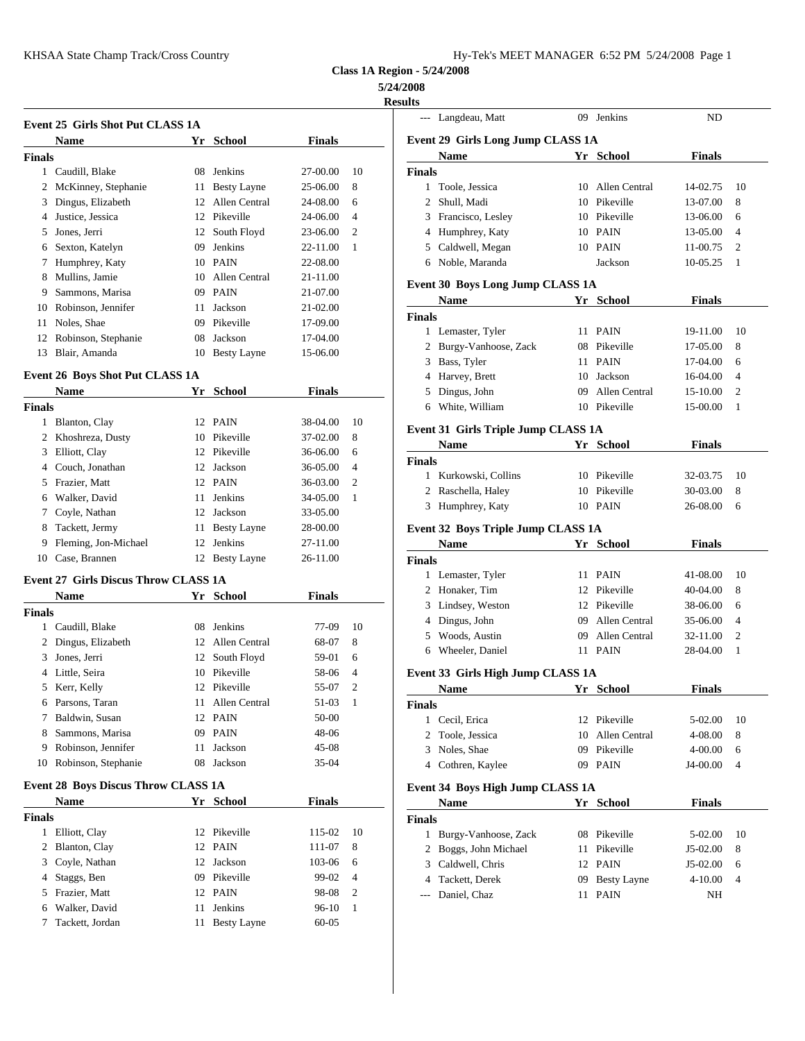**Class 1A Region - 5/24/2008**

**5/24/2008**

**Results**

### Event 25 Girls Shot Put CLASS 1A

| | Name | Yr | School | Finals | |
|---|---|---|---|---|---|
| **Finals** | | | | | |
| 1 | Caudill, Blake | 08 | Jenkins | 27-00.00 | 10 |
| 2 | McKinney, Stephanie | 11 | Besty Layne | 25-06.00 | 8 |
| 3 | Dingus, Elizabeth | 12 | Allen Central | 24-08.00 | 6 |
| 4 | Justice, Jessica | 12 | Pikeville | 24-06.00 | 4 |
| 5 | Jones, Jerri | 12 | South Floyd | 23-06.00 | 2 |
| 6 | Sexton, Katelyn | 09 | Jenkins | 22-11.00 | 1 |
| 7 | Humphrey, Katy | 10 | PAIN | 22-08.00 | |
| 8 | Mullins, Jamie | 10 | Allen Central | 21-11.00 | |
| 9 | Sammons, Marisa | 09 | PAIN | 21-07.00 | |
| 10 | Robinson, Jennifer | 11 | Jackson | 21-02.00 | |
| 11 | Noles, Shae | 09 | Pikeville | 17-09.00 | |
| 12 | Robinson, Stephanie | 08 | Jackson | 17-04.00 | |
| 13 | Blair, Amanda | 10 | Besty Layne | 15-06.00 | |

### Event 26 Boys Shot Put CLASS 1A

| | Name | Yr | School | Finals | |
|---|---|---|---|---|---|
| **Finals** | | | | | |
| 1 | Blanton, Clay | 12 | PAIN | 38-04.00 | 10 |
| 2 | Khoshreza, Dusty | 10 | Pikeville | 37-02.00 | 8 |
| 3 | Elliott, Clay | 12 | Pikeville | 36-06.00 | 6 |
| 4 | Couch, Jonathan | 12 | Jackson | 36-05.00 | 4 |
| 5 | Frazier, Matt | 12 | PAIN | 36-03.00 | 2 |
| 6 | Walker, David | 11 | Jenkins | 34-05.00 | 1 |
| 7 | Coyle, Nathan | 12 | Jackson | 33-05.00 | |
| 8 | Tackett, Jermy | 11 | Besty Layne | 28-00.00 | |
| 9 | Fleming, Jon-Michael | 12 | Jenkins | 27-11.00 | |
| 10 | Case, Brannen | 12 | Besty Layne | 26-11.00 | |

### Event 27 Girls Discus Throw CLASS 1A

| | Name | Yr | School | Finals | |
|---|---|---|---|---|---|
| **Finals** | | | | | |
| 1 | Caudill, Blake | 08 | Jenkins | 77-09 | 10 |
| 2 | Dingus, Elizabeth | 12 | Allen Central | 68-07 | 8 |
| 3 | Jones, Jerri | 12 | South Floyd | 59-01 | 6 |
| 4 | Little, Seira | 10 | Pikeville | 58-06 | 4 |
| 5 | Kerr, Kelly | 12 | Pikeville | 55-07 | 2 |
| 6 | Parsons, Taran | 11 | Allen Central | 51-03 | 1 |
| 7 | Baldwin, Susan | 12 | PAIN | 50-00 | |
| 8 | Sammons, Marisa | 09 | PAIN | 48-06 | |
| 9 | Robinson, Jennifer | 11 | Jackson | 45-08 | |
| 10 | Robinson, Stephanie | 08 | Jackson | 35-04 | |

### Event 28 Boys Discus Throw CLASS 1A

| | Name | Yr | School | Finals | |
|---|---|---|---|---|---|
| **Finals** | | | | | |
| 1 | Elliott, Clay | 12 | Pikeville | 115-02 | 10 |
| 2 | Blanton, Clay | 12 | PAIN | 111-07 | 8 |
| 3 | Coyle, Nathan | 12 | Jackson | 103-06 | 6 |
| 4 | Staggs, Ben | 09 | Pikeville | 99-02 | 4 |
| 5 | Frazier, Matt | 12 | PAIN | 98-08 | 2 |
| 6 | Walker, David | 11 | Jenkins | 96-10 | 1 |
| 7 | Tackett, Jordan | 11 | Besty Layne | 60-05 | |
| --- | Langdeau, Matt | 09 | Jenkins | ND | |

### Event 29 Girls Long Jump CLASS 1A

| | Name | Yr | School | Finals | |
|---|---|---|---|---|---|
| **Finals** | | | | | |
| 1 | Toole, Jessica | 10 | Allen Central | 14-02.75 | 10 |
| 2 | Shull, Madi | 10 | Pikeville | 13-07.00 | 8 |
| 3 | Francisco, Lesley | 10 | Pikeville | 13-06.00 | 6 |
| 4 | Humphrey, Katy | 10 | PAIN | 13-05.00 | 4 |
| 5 | Caldwell, Megan | 10 | PAIN | 11-00.75 | 2 |
| 6 | Noble, Maranda | | Jackson | 10-05.25 | 1 |

### Event 30 Boys Long Jump CLASS 1A

| | Name | Yr | School | Finals | |
|---|---|---|---|---|---|
| **Finals** | | | | | |
| 1 | Lemaster, Tyler | 11 | PAIN | 19-11.00 | 10 |
| 2 | Burgy-Vanhoose, Zack | 08 | Pikeville | 17-05.00 | 8 |
| 3 | Bass, Tyler | 11 | PAIN | 17-04.00 | 6 |
| 4 | Harvey, Brett | 10 | Jackson | 16-04.00 | 4 |
| 5 | Dingus, John | 09 | Allen Central | 15-10.00 | 2 |
| 6 | White, William | 10 | Pikeville | 15-00.00 | 1 |

### Event 31 Girls Triple Jump CLASS 1A

| | Name | Yr | School | Finals | |
|---|---|---|---|---|---|
| **Finals** | | | | | |
| 1 | Kurkowski, Collins | 10 | Pikeville | 32-03.75 | 10 |
| 2 | Raschella, Haley | 10 | Pikeville | 30-03.00 | 8 |
| 3 | Humphrey, Katy | 10 | PAIN | 26-08.00 | 6 |

### Event 32 Boys Triple Jump CLASS 1A

| | Name | Yr | School | Finals | |
|---|---|---|---|---|---|
| **Finals** | | | | | |
| 1 | Lemaster, Tyler | 11 | PAIN | 41-08.00 | 10 |
| 2 | Honaker, Tim | 12 | Pikeville | 40-04.00 | 8 |
| 3 | Lindsey, Weston | 12 | Pikeville | 38-06.00 | 6 |
| 4 | Dingus, John | 09 | Allen Central | 35-06.00 | 4 |
| 5 | Woods, Austin | 09 | Allen Central | 32-11.00 | 2 |
| 6 | Wheeler, Daniel | 11 | PAIN | 28-04.00 | 1 |

### Event 33 Girls High Jump CLASS 1A

| | Name | Yr | School | Finals | |
|---|---|---|---|---|---|
| **Finals** | | | | | |
| 1 | Cecil, Erica | 12 | Pikeville | 5-02.00 | 10 |
| 2 | Toole, Jessica | 10 | Allen Central | 4-08.00 | 8 |
| 3 | Noles, Shae | 09 | Pikeville | 4-00.00 | 6 |
| 4 | Cothren, Kaylee | 09 | PAIN | J4-00.00 | 4 |

### Event 34 Boys High Jump CLASS 1A

| | Name | Yr | School | Finals | |
|---|---|---|---|---|---|
| **Finals** | | | | | |
| 1 | Burgy-Vanhoose, Zack | 08 | Pikeville | 5-02.00 | 10 |
| 2 | Boggs, John Michael | 11 | Pikeville | J5-02.00 | 8 |
| 3 | Caldwell, Chris | 12 | PAIN | J5-02.00 | 6 |
| 4 | Tackett, Derek | 09 | Besty Layne | 4-10.00 | 4 |
| --- | Daniel, Chaz | 11 | PAIN | NH | |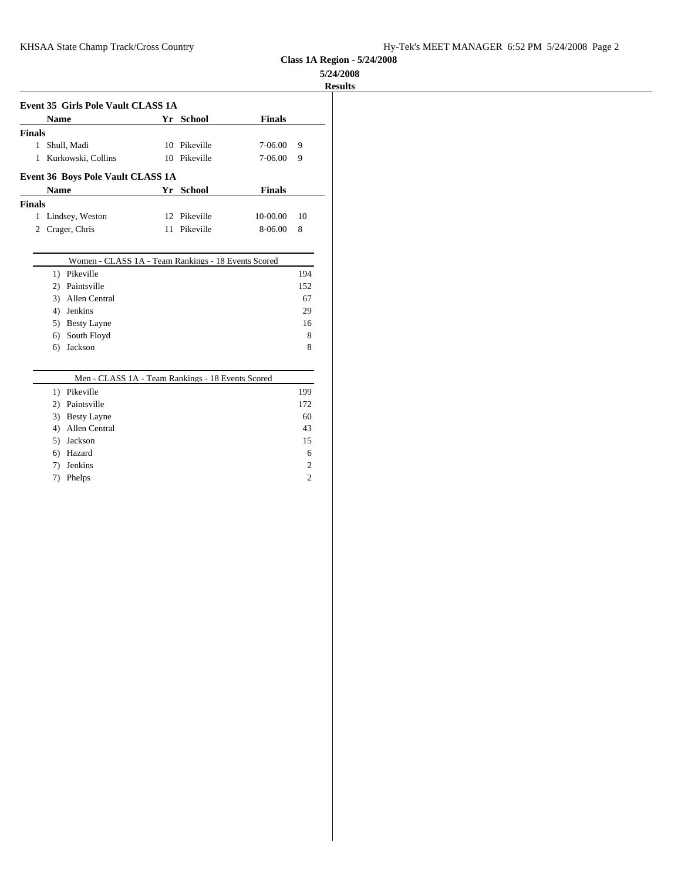Class 1A Region - 5/24/2008

5/24/2008

Results

### Event 35 Girls Pole Vault CLASS 1A

| | Name | Yr | School | Finals | |
|---|---|---|---|---|---|
| **Finals** | | | | | |
| 1 | Shull, Madi | 10 | Pikeville | 7-06.00 | 9 |
| 1 | Kurkowski, Collins | 10 | Pikeville | 7-06.00 | 9 |

### Event 36 Boys Pole Vault CLASS 1A

| | Name | Yr | School | Finals | |
|---|---|---|---|---|---|
| **Finals** | | | | | |
| 1 | Lindsey, Weston | 12 | Pikeville | 10-00.00 | 10 |
| 2 | Crager, Chris | 11 | Pikeville | 8-06.00 | 8 |

Women - CLASS 1A - Team Rankings - 18 Events Scored

| | | |
|---|---|---|
| 1) | Pikeville | 194 |
| 2) | Paintsville | 152 |
| 3) | Allen Central | 67 |
| 4) | Jenkins | 29 |
| 5) | Besty Layne | 16 |
| 6) | South Floyd | 8 |
| 6) | Jackson | 8 |

Men - CLASS 1A - Team Rankings - 18 Events Scored

| | | |
|---|---|---|
| 1) | Pikeville | 199 |
| 2) | Paintsville | 172 |
| 3) | Besty Layne | 60 |
| 4) | Allen Central | 43 |
| 5) | Jackson | 15 |
| 6) | Hazard | 6 |
| 7) | Jenkins | 2 |
| 7) | Phelps | 2 |